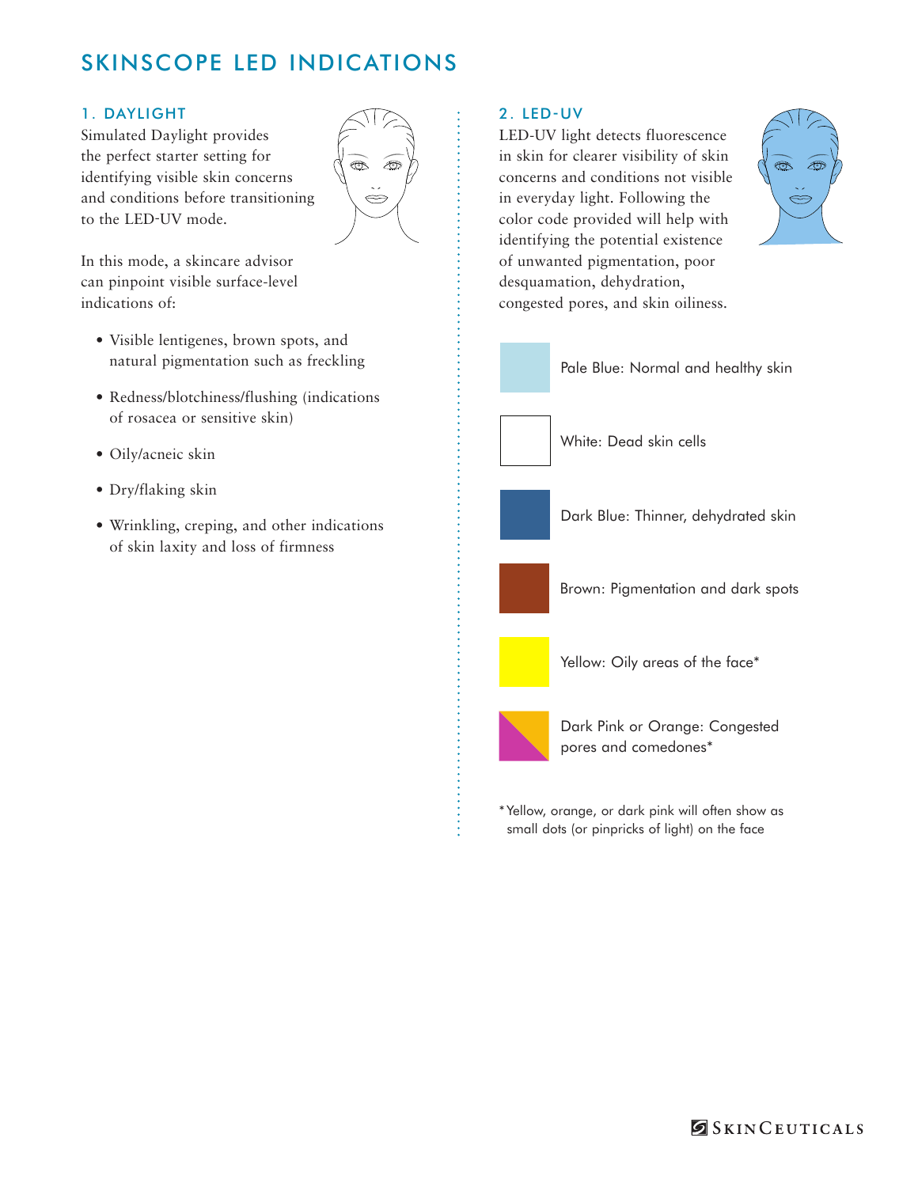# SKINSCOPE LED INDICATIONS

## 1. DAYLIGHT

Simulated Daylight provides the perfect starter setting for identifying visible skin concerns and conditions before transitioning to the LED-UV mode.

In this mode, a skincare advisor can pinpoint visible surface-level indications of:

- Visible lentigenes, brown spots, and natural pigmentation such as freckling
- Redness/blotchiness/flushing (indications of rosacea or sensitive skin)
- Oily/acneic skin
- Dry/flaking skin
- Wrinkling, creping, and other indications of skin laxity and loss of firmness

## 2. LED-UV

LED-UV light detects fluorescence in skin for clearer visibility of skin concerns and conditions not visible in everyday light. Following the color code provided will help with identifying the potential existence of unwanted pigmentation, poor desquamation, dehydration, congested pores, and skin oiliness.

- Pale Blue: Normal and healthy skin
- White: Dead skin cells
- Dark Blue: Thinner, dehydrated skin
- Brown: Pigmentation and dark spots
- Yellow: Oily areas of the face*
- Dark Pink or Orange: Congested pores and comedones*

*Yellow, orange, or dark pink will often show as small dots (or pinpricks of light) on the face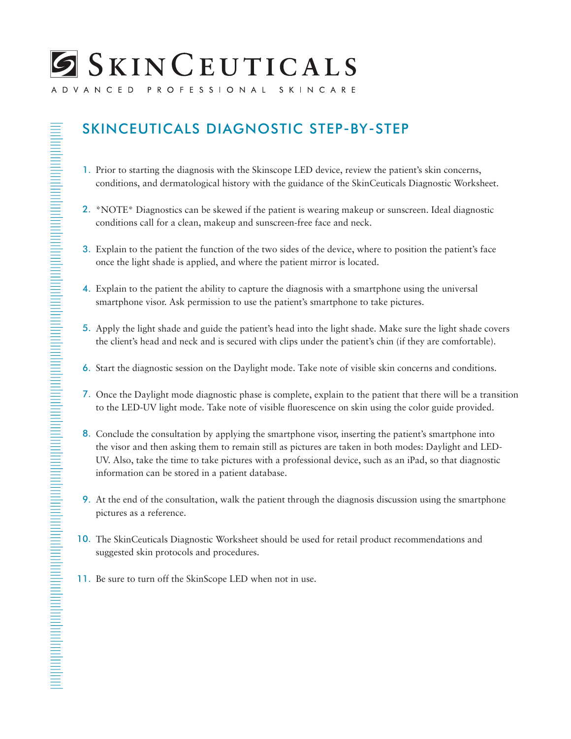# SkinCeuticals

ADVANCED PROFESSIONAL SKINCARE

## SKINCEUTICALS DIAGNOSTIC STEP-BY-STEP

1. Prior to starting the diagnosis with the Skinscope LED device, review the patient's skin concerns, conditions, and dermatological history with the guidance of the SkinCeuticals Diagnostic Worksheet.
2. *NOTE* Diagnostics can be skewed if the patient is wearing makeup or sunscreen. Ideal diagnostic conditions call for a clean, makeup and sunscreen-free face and neck.
3. Explain to the patient the function of the two sides of the device, where to position the patient's face once the light shade is applied, and where the patient mirror is located.
4. Explain to the patient the ability to capture the diagnosis with a smartphone using the universal smartphone visor. Ask permission to use the patient's smartphone to take pictures.
5. Apply the light shade and guide the patient's head into the light shade. Make sure the light shade covers the client's head and neck and is secured with clips under the patient's chin (if they are comfortable).
6. Start the diagnostic session on the Daylight mode. Take note of visible skin concerns and conditions.
7. Once the Daylight mode diagnostic phase is complete, explain to the patient that there will be a transition to the LED-UV light mode. Take note of visible fluorescence on skin using the color guide provided.
8. Conclude the consultation by applying the smartphone visor, inserting the patient's smartphone into the visor and then asking them to remain still as pictures are taken in both modes: Daylight and LED-UV. Also, take the time to take pictures with a professional device, such as an iPad, so that diagnostic information can be stored in a patient database.
9. At the end of the consultation, walk the patient through the diagnosis discussion using the smartphone pictures as a reference.
10. The SkinCeuticals Diagnostic Worksheet should be used for retail product recommendations and suggested skin protocols and procedures.
11. Be sure to turn off the SkinScope LED when not in use.